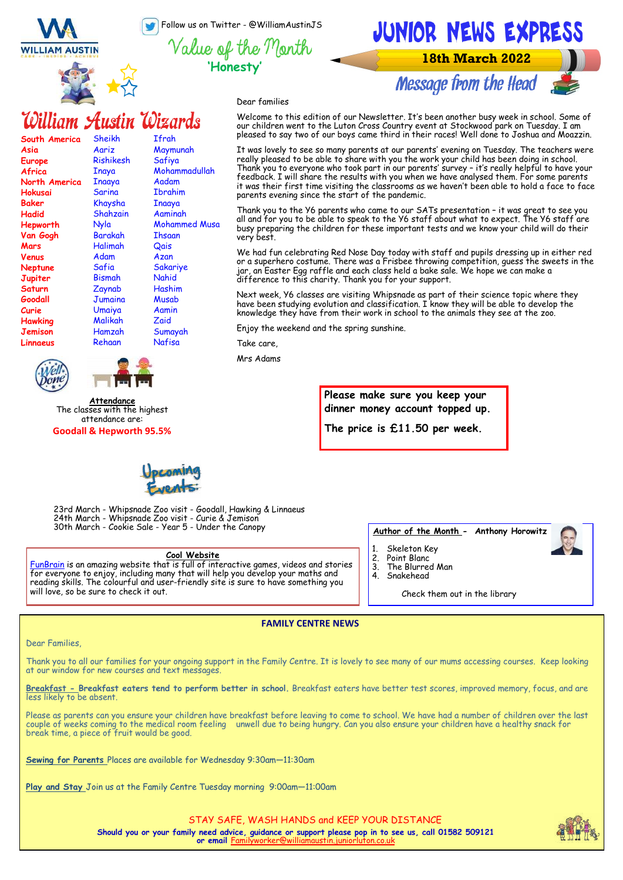Follow us on Twitter - @WilliamAustinJS

# JUNIOR NEWS EXPRESS

**18th March 2022**

## Value of the Month

**'Honesty'**

## Message from the Head

Dear families

Welcome to this edition of our Newsletter. It's been another busy week in school. Some of our children went to the Luton Cross Country event at Stockwood park on Tuesday. I am pleased to say two of our boys came third in their races! Well done to Joshua and Moazzin.

It was lovely to see so many parents at our parents' evening on Tuesday. The teachers were really pleased to be able to share with you the work your child has been doing in school. Thank you to everyone who took part in our parents' survey – it's really helpful to have your feedback. I will share the results with you when we have analysed them. For some parents it was their first time visiting the classrooms as we haven't been able to hold a face to face parents evening since the start of the pandemic.

Thank you to the Y6 parents who came to our SATs presentation – it was great to see you all and for you to be able to speak to the Y6 staff about what to expect. The Y6 staff are busy preparing the children for these important tests and we know your child will do their very best.

We had fun celebrating Red Nose Day today with staff and pupils dressing up in either red or a superhero costume. There was a Frisbee throwing competition, guess the sweets in the jar, an Easter Egg raffle and each class held a bake sale. We hope we can make a difference to this charity. Thank you for your support.

Next week, Y6 classes are visiting Whipsnade as part of their science topic where they have been studying evolution and classification. I know they will be able to develop the knowledge they have from their work in school to the animals they see at the zoo.

Enjoy the weekend and the spring sunshine.

Take care,

Mrs Adams

## William Austin Wizards

| Class | | |
|---|---|---|
| South America | Sheikh | Ifrah |
| Asia | Aariz | Maymunah |
| Europe | Rishikesh | Safiya |
| Africa | Inaya | Mohammadullah |
| North America | Inaaya | Aadam |
| Hokusai | Sarina | Ibrahim |
| Baker | Khaysha | Inaaya |
| Hadid | Shahzain | Aaminah |
| Hepworth | Nyla | Mohammed Musa |
| Van Gogh | Barakah | Ihsaan |
| Mars | Halimah | Qais |
| Venus | Adam | Azan |
| Neptune | Safia | Sakariye |
| Jupiter | Bismah | Nahid |
| Saturn | Zaynab | Hashim |
| Goodall | Jumaina | Musab |
| Curie | Umaiya | Aamin |
| Hawking | Malikah | Zaid |
| Jemison | Hamzah | Sumayah |
| Linnaeus | Rehaan | Nafisa |

**Attendance**

The classes with the highest attendance are:

**Goodall & Hepworth 95.5%**

**Please make sure you keep your dinner money account topped up.**

**The price is £11.50 per week.**

## Upcoming Events

23rd March - Whipsnade Zoo visit - Goodall, Hawking & Linnaeus
24th March - Whipsnade Zoo visit - Curie & Jemison
30th March - Cookie Sale - Year 5 - Under the Canopy

**Cool Website**

FunBrain is an amazing website that is full of interactive games, videos and stories for everyone to enjoy, including many that will help you develop your maths and reading skills. The colourful and user-friendly site is sure to have something you will love, so be sure to check it out.

**Author of the Month - Anthony Horowitz**

1. Skeleton Key
2. Point Blanc
3. The Blurred Man
4. Snakehead

Check them out in the library

## FAMILY CENTRE NEWS

Dear Families,

Thank you to all our families for your ongoing support in the Family Centre. It is lovely to see many of our mums accessing courses. Keep looking at our window for new courses and text messages.

**Breakfast - Breakfast eaters tend to perform better in school.** Breakfast eaters have better test scores, improved memory, focus, and are less likely to be absent.

Please as parents can you ensure your children have breakfast before leaving to come to school. We have had a number of children over the last couple of weeks coming to the medical room feeling unwell due to being hungry. Can you also ensure your children have a healthy snack for break time, a piece of fruit would be good.

**Sewing for Parents** Places are available for Wednesday 9:30am—11:30am

**Play and Stay** Join us at the Family Centre Tuesday morning 9:00am—11:00am

STAY SAFE, WASH HANDS and KEEP YOUR DISTANCE

**Should you or your family need advice, guidance or support please pop in to see us, call 01582 509121 or email Familyworker@williamaustin.juniorluton.co.uk**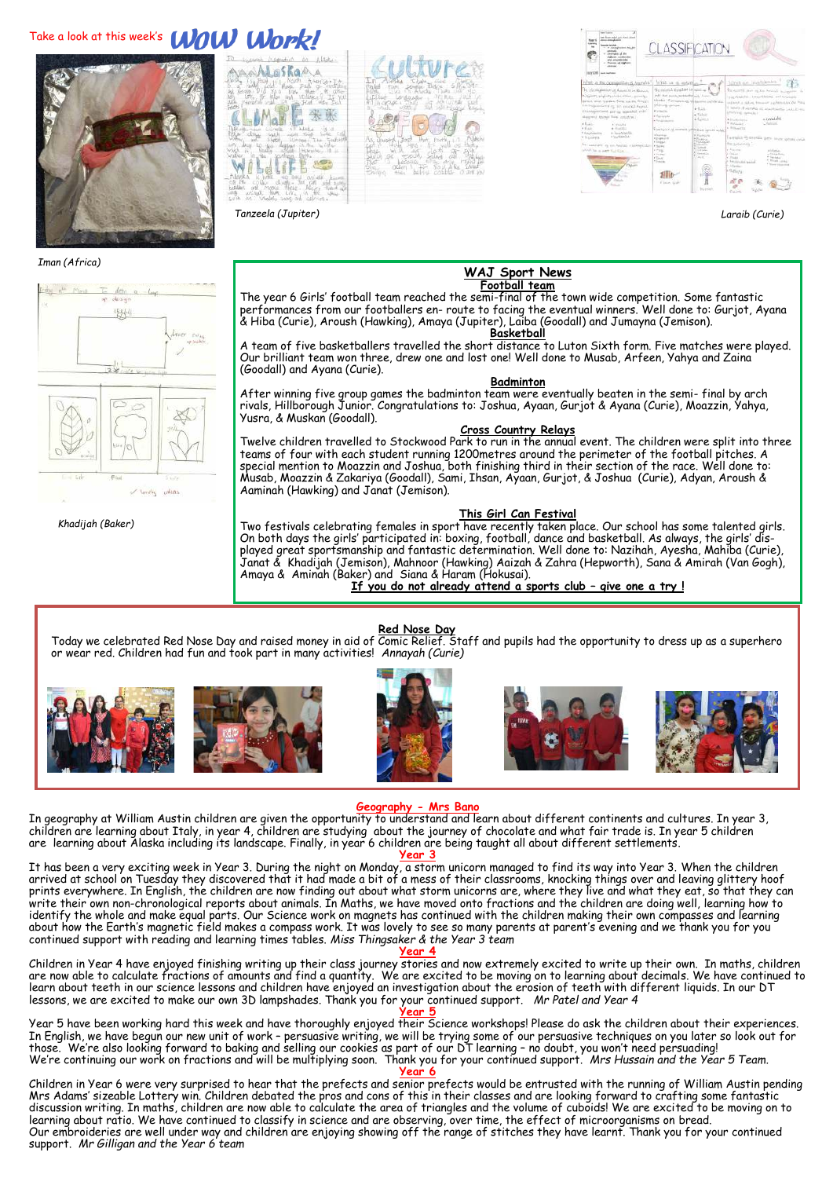Take a look at this week's **WOW Work!**

Iman (Africa)

Tanzeela (Jupiter)

Laraib (Curie)

Khadijah (Baker)

## WAJ Sport News

**Football team**

The year 6 Girls' football team reached the semi-final of the town wide competition. Some fantastic performances from our footballers en- route to facing the eventual winners. Well done to: Gurjot, Ayana & Hiba (Curie), Aroush (Hawking), Amaya (Jupiter), Laiba (Goodall) and Jumayna (Jemison).

**Basketball**

A team of five basketballers travelled the short distance to Luton Sixth form. Five matches were played. Our brilliant team won three, drew one and lost one! Well done to Musab, Arfeen, Yahya and Zaina (Goodall) and Ayana (Curie).

**Badminton**

After winning five group games the badminton team were eventually beaten in the semi- final by arch rivals, Hillborough Junior. Congratulations to: Joshua, Ayaan, Gurjot & Ayana (Curie), Moazzin, Yahya, Yusra, & Muskan (Goodall).

**Cross Country Relays**

Twelve children travelled to Stockwood Park to run in the annual event. The children were split into three teams of four with each student running 1200metres around the perimeter of the football pitches. A special mention to Moazzin and Joshua, both finishing third in their section of the race. Well done to: Musab, Moazzin & Zakariya (Goodall), Sami, Ihsan, Ayaan, Gurjot, & Joshua (Curie), Adyan, Aroush & Aaminah (Hawking) and Janat (Jemison).

**This Girl Can Festival**

Two festivals celebrating females in sport have recently taken place. Our school has some talented girls. On both days the girls' participated in: boxing, football, dance and basketball. As always, the girls' displayed great sportsmanship and fantastic determination. Well done to: Nazihah, Ayesha, Mahiba (Curie), Janat & Khadijah (Jemison), Mahnoor (Hawking) Aaizah & Zahra (Hepworth), Sana & Amirah (Van Gogh), Amaya & Aminah (Baker) and Siana & Haram (Hokusai).

**If you do not already attend a sports club – give one a try !**

## Red Nose Day

Today we celebrated Red Nose Day and raised money in aid of Comic Relief. Staff and pupils had the opportunity to dress up as a superhero or wear red. Children had fun and took part in many activities! *Annayah (Curie)*

## Geography - Mrs Bano

In geography at William Austin children are given the opportunity to understand and learn about different continents and cultures. In year 3, children are learning about Italy, in year 4, children are studying about the journey of chocolate and what fair trade is. In year 5 children are learning about Alaska including its landscape. Finally, in year 6 children are being taught all about different settlements.

## Year 3

It has been a very exciting week in Year 3. During the night on Monday, a storm unicorn managed to find its way into Year 3. When the children arrived at school on Tuesday they discovered that it had made a bit of a mess of their classrooms, knocking things over and leaving glittery hoof prints everywhere. In English, the children are now finding out about what storm unicorns are, where they live and what they eat, so that they can write their own non-chronological reports about animals. In Maths, we have moved onto fractions and the children are doing well, learning how to identify the whole and make equal parts. Our Science work on magnets has continued with the children making their own compasses and learning about how the Earth's magnetic field makes a compass work. It was lovely to see so many parents at parent's evening and we thank you for you continued support with reading and learning times tables. *Miss Thingsaker & the Year 3 team*

## Year 4

Children in Year 4 have enjoyed finishing writing up their class journey stories and now extremely excited to write up their own. In maths, children are now able to calculate fractions of amounts and find a quantity. We are excited to be moving on to learning about decimals. We have continued to learn about teeth in our science lessons and children have enjoyed an investigation about the erosion of teeth with different liquids. In our DT lessons, we are excited to make our own 3D lampshades. Thank you for your continued support. *Mr Patel and Year 4*

## Year 5

Year 5 have been working hard this week and have thoroughly enjoyed their Science workshops! Please do ask the children about their experiences. In English, we have begun our new unit of work – persuasive writing, we will be trying some of our persuasive techniques on you later so look out for those. We're also looking forward to baking and selling our cookies as part of our DT learning – no doubt, you won't need persuading! We're continuing our work on fractions and will be multiplying soon. Thank you for your continued support. *Mrs Hussain and the Year 5 Team.*

## Year 6

Children in Year 6 were very surprised to hear that the prefects and senior prefects would be entrusted with the running of William Austin pending Mrs Adams' sizeable Lottery win. Children debated the pros and cons of this in their classes and are looking forward to crafting some fantastic discussion writing. In maths, children are now able to calculate the area of triangles and the volume of cuboids! We are excited to be moving on to learning about ratio. We have continued to classify in science and are observing, over time, the effect of microorganisms on bread.
Our embroideries are well under way and children are enjoying showing off the range of stitches they have learnt. Thank you for your continued support. *Mr Gilligan and the Year 6 team*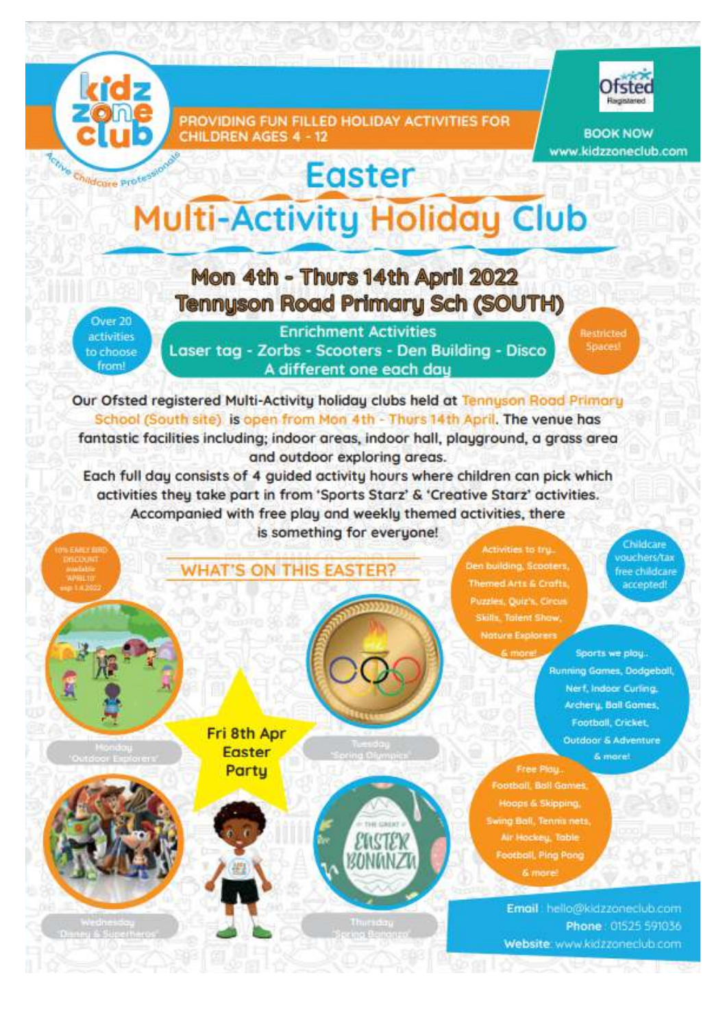kidz zone club

Active Childcare Professionals

PROVIDING FUN FILLED HOLIDAY ACTIVITIES FOR CHILDREN AGES 4 - 12

Ofsted Registered

BOOK NOW
www.kidzzoneclub.com

# Easter Multi-Activity Holiday Club

## Mon 4th - Thurs 14th April 2022
## Tennyson Road Primary Sch (SOUTH)

Over 20 activities to choose from!

**Enrichment Activities**
Laser tag - Zorbs - Scooters - Den Building - Disco
A different one each day

Restricted Spaces!

Our Ofsted registered Multi-Activity holiday clubs held at Tennyson Road Primary School (South site) is open from Mon 4th - Thurs 14th April. The venue has fantastic facilities including; indoor areas, indoor hall, playground, a grass area and outdoor exploring areas.

Each full day consists of 4 guided activity hours where children can pick which activities they take part in from 'Sports Starz' & 'Creative Starz' activities. Accompanied with free play and weekly themed activities, there is something for everyone!

10% EARLY BIRD DISCOUNT available 'APRIL10' exp 1.4.2022

## WHAT'S ON THIS EASTER?

Monday 'Outdoor Explorers'

Tuesday 'Spring Olympics'

Fri 8th Apr Easter Party

Wednesday 'Disney & Superheros'

Thursday 'Spring Bonanza'

Activities to try.. Den building, Scooters, Themed Arts & Crafts, Puzzles, Quiz's, Circus Skills, Talent Show, Nature Explorers & more!

Childcare vouchers/tax free childcare accepted!

Sports we play.. Running Games, Dodgeball, Nerf, Indoor Curling, Archery, Ball Games, Football, Cricket, Outdoor & Adventure & more!

Free Play.. Football, Ball Games, Hoops & Skipping, Swing Ball, Tennis nets, Air Hockey, Table Football, Ping Pong & more!

**Email**: hello@kidzzoneclub.com
**Phone**: 01525 591036
**Website**: www.kidzzoneclub.com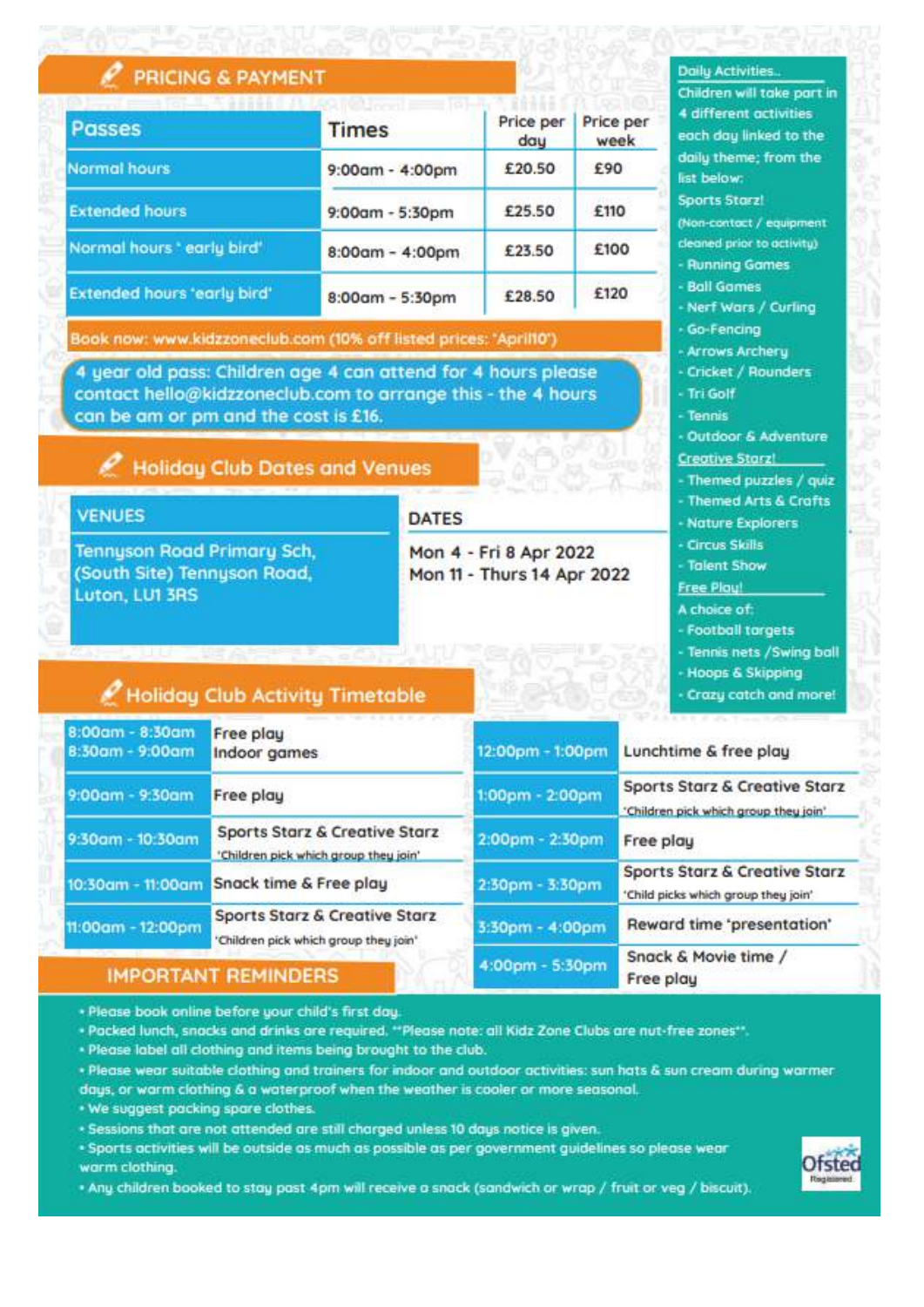## PRICING & PAYMENT

| Passes | Times | Price per day | Price per week |
|---|---|---|---|
| Normal hours | 9:00am - 4:00pm | £20.50 | £90 |
| Extended hours | 9:00am - 5:30pm | £25.50 | £110 |
| Normal hours ' early bird' | 8:00am - 4:00pm | £23.50 | £100 |
| Extended hours 'early bird' | 8:00am - 5:30pm | £28.50 | £120 |

Book now: www.kidzzoneclub.com (10% off listed prices: 'April10')

4 year old pass: Children age 4 can attend for 4 hours please contact hello@kidzzoneclub.com to arrange this - the 4 hours can be am or pm and the cost is £16.

## Holiday Club Dates and Venues

| VENUES | DATES |
|---|---|
| Tennyson Road Primary Sch, (South Site) Tennyson Road, Luton, LU1 3RS | Mon 4 - Fri 8 Apr 2022<br>Mon 11 - Thurs 14 Apr 2022 |

## Holiday Club Activity Timetable

| | |
|---|---|
| 8:00am - 8:30am<br>8:30am - 9:00am | Free play<br>Indoor games |
| 9:00am - 9:30am | Free play |
| 9:30am - 10:30am | Sports Starz & Creative Starz<br>'Children pick which group they join' |
| 10:30am - 11:00am | Snack time & Free play |
| 11:00am - 12:00pm | Sports Starz & Creative Starz<br>'Children pick which group they join' |
| 12:00pm - 1:00pm | Lunchtime & free play |
| 1:00pm - 2:00pm | Sports Starz & Creative Starz<br>'Children pick which group they join' |
| 2:00pm - 2:30pm | Free play |
| 2:30pm - 3:30pm | Sports Starz & Creative Starz<br>'Child picks which group they join' |
| 3:30pm - 4:00pm | Reward time 'presentation' |
| 4:00pm - 5:30pm | Snack & Movie time / Free play |

### Daily Activities..

Children will take part in 4 different activities each day linked to the daily theme; from the list below:

**Sports Starz!**
(Non-contact / equipment cleaned prior to activity)
- Running Games
- Ball Games
- Nerf Wars / Curling
- Go-Fencing
- Arrows Archery
- Cricket / Rounders
- Tri Golf
- Tennis
- Outdoor & Adventure

**Creative Starz!**
- Themed puzzles / quiz
- Themed Arts & Crafts
- Nature Explorers
- Circus Skills
- Talent Show

**Free Play!**
A choice of:
- Football targets
- Tennis nets /Swing ball
- Hoops & Skipping
- Crazy catch and more!

## IMPORTANT REMINDERS

- Please book online before your child's first day.
- Packed lunch, snacks and drinks are required. **Please note: all Kidz Zone Clubs are nut-free zones**.
- Please label all clothing and items being brought to the club.
- Please wear suitable clothing and trainers for indoor and outdoor activities: sun hats & sun cream during warmer days, or warm clothing & a waterproof when the weather is cooler or more seasonal.
- We suggest packing spare clothes.
- Sessions that are not attended are still charged unless 10 days notice is given.
- Sports activities will be outside as much as possible as per government guidelines so please wear warm clothing.
- Any children booked to stay past 4pm will receive a snack (sandwich or wrap / fruit or veg / biscuit).

Ofsted Registered